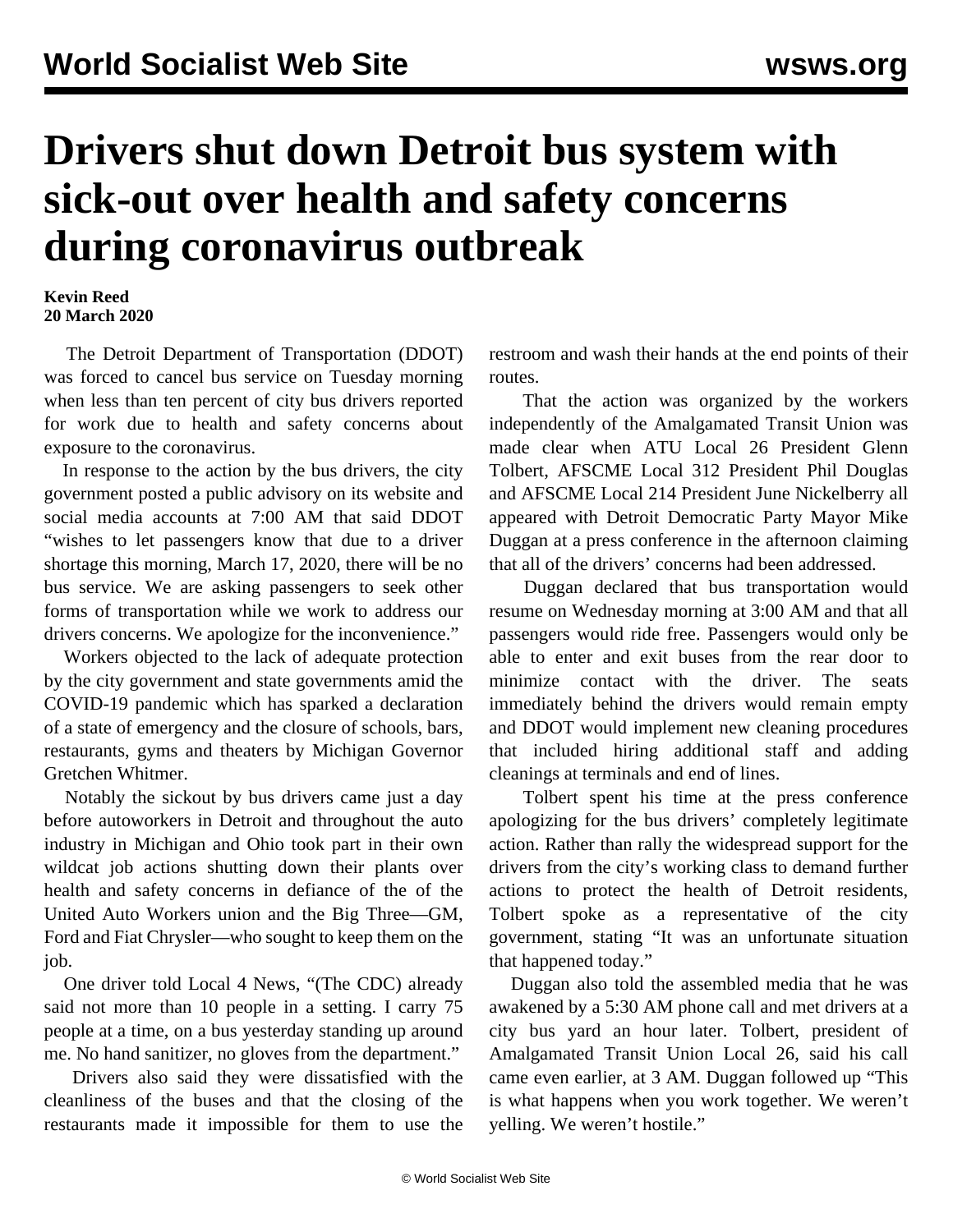# Drivers shut down Detroit bus system with sick-out over health and safety concerns during coronavirus outbreak

**Kevin Reed**
**20 March 2020**

The Detroit Department of Transportation (DDOT) was forced to cancel bus service on Tuesday morning when less than ten percent of city bus drivers reported for work due to health and safety concerns about exposure to the coronavirus.

In response to the action by the bus drivers, the city government posted a public advisory on its website and social media accounts at 7:00 AM that said DDOT "wishes to let passengers know that due to a driver shortage this morning, March 17, 2020, there will be no bus service. We are asking passengers to seek other forms of transportation while we work to address our drivers concerns. We apologize for the inconvenience."

Workers objected to the lack of adequate protection by the city government and state governments amid the COVID-19 pandemic which has sparked a declaration of a state of emergency and the closure of schools, bars, restaurants, gyms and theaters by Michigan Governor Gretchen Whitmer.

Notably the sickout by bus drivers came just a day before autoworkers in Detroit and throughout the auto industry in Michigan and Ohio took part in their own wildcat job actions shutting down their plants over health and safety concerns in defiance of the of the United Auto Workers union and the Big Three—GM, Ford and Fiat Chrysler—who sought to keep them on the job.

One driver told Local 4 News, "(The CDC) already said not more than 10 people in a setting. I carry 75 people at a time, on a bus yesterday standing up around me. No hand sanitizer, no gloves from the department."

Drivers also said they were dissatisfied with the cleanliness of the buses and that the closing of the restaurants made it impossible for them to use the restroom and wash their hands at the end points of their routes.

That the action was organized by the workers independently of the Amalgamated Transit Union was made clear when ATU Local 26 President Glenn Tolbert, AFSCME Local 312 President Phil Douglas and AFSCME Local 214 President June Nickelberry all appeared with Detroit Democratic Party Mayor Mike Duggan at a press conference in the afternoon claiming that all of the drivers' concerns had been addressed.

Duggan declared that bus transportation would resume on Wednesday morning at 3:00 AM and that all passengers would ride free. Passengers would only be able to enter and exit buses from the rear door to minimize contact with the driver. The seats immediately behind the drivers would remain empty and DDOT would implement new cleaning procedures that included hiring additional staff and adding cleanings at terminals and end of lines.

Tolbert spent his time at the press conference apologizing for the bus drivers' completely legitimate action. Rather than rally the widespread support for the drivers from the city's working class to demand further actions to protect the health of Detroit residents, Tolbert spoke as a representative of the city government, stating "It was an unfortunate situation that happened today."

Duggan also told the assembled media that he was awakened by a 5:30 AM phone call and met drivers at a city bus yard an hour later. Tolbert, president of Amalgamated Transit Union Local 26, said his call came even earlier, at 3 AM. Duggan followed up "This is what happens when you work together. We weren't yelling. We weren't hostile."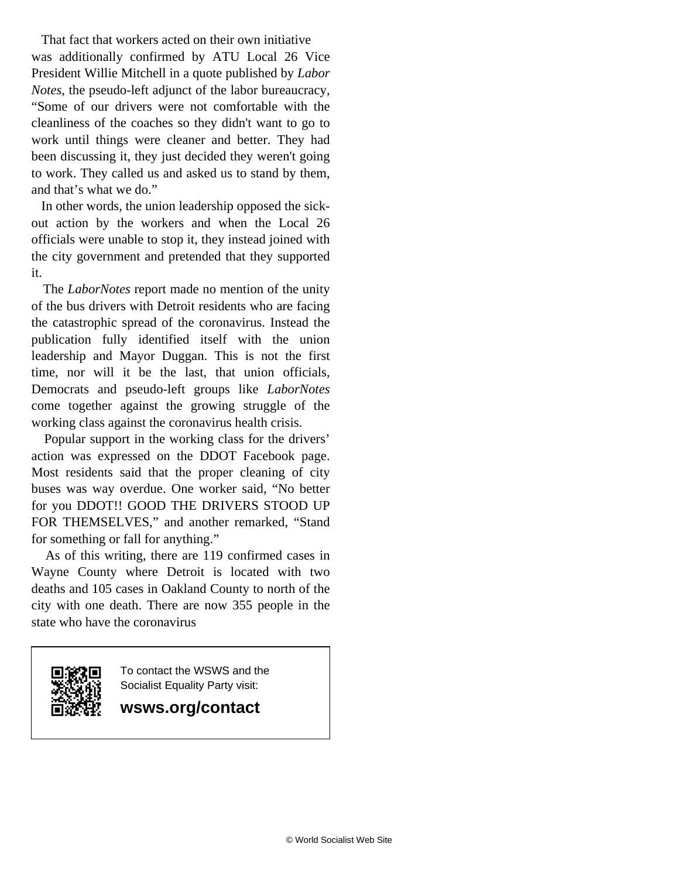That fact that workers acted on their own initiative was additionally confirmed by ATU Local 26 Vice President Willie Mitchell in a quote published by *Labor Notes*, the pseudo-left adjunct of the labor bureaucracy, "Some of our drivers were not comfortable with the cleanliness of the coaches so they didn't want to go to work until things were cleaner and better. They had been discussing it, they just decided they weren't going to work. They called us and asked us to stand by them, and that's what we do."

In other words, the union leadership opposed the sick-out action by the workers and when the Local 26 officials were unable to stop it, they instead joined with the city government and pretended that they supported it.

The *LaborNotes* report made no mention of the unity of the bus drivers with Detroit residents who are facing the catastrophic spread of the coronavirus. Instead the publication fully identified itself with the union leadership and Mayor Duggan. This is not the first time, nor will it be the last, that union officials, Democrats and pseudo-left groups like *LaborNotes* come together against the growing struggle of the working class against the coronavirus health crisis.

Popular support in the working class for the drivers' action was expressed on the DDOT Facebook page. Most residents said that the proper cleaning of city buses was way overdue. One worker said, "No better for you DDOT!! GOOD THE DRIVERS STOOD UP FOR THEMSELVES," and another remarked, "Stand for something or fall for anything."

As of this writing, there are 119 confirmed cases in Wayne County where Detroit is located with two deaths and 105 cases in Oakland County to north of the city with one death. There are now 355 people in the state who have the coronavirus

To contact the WSWS and the Socialist Equality Party visit:

**wsws.org/contact**